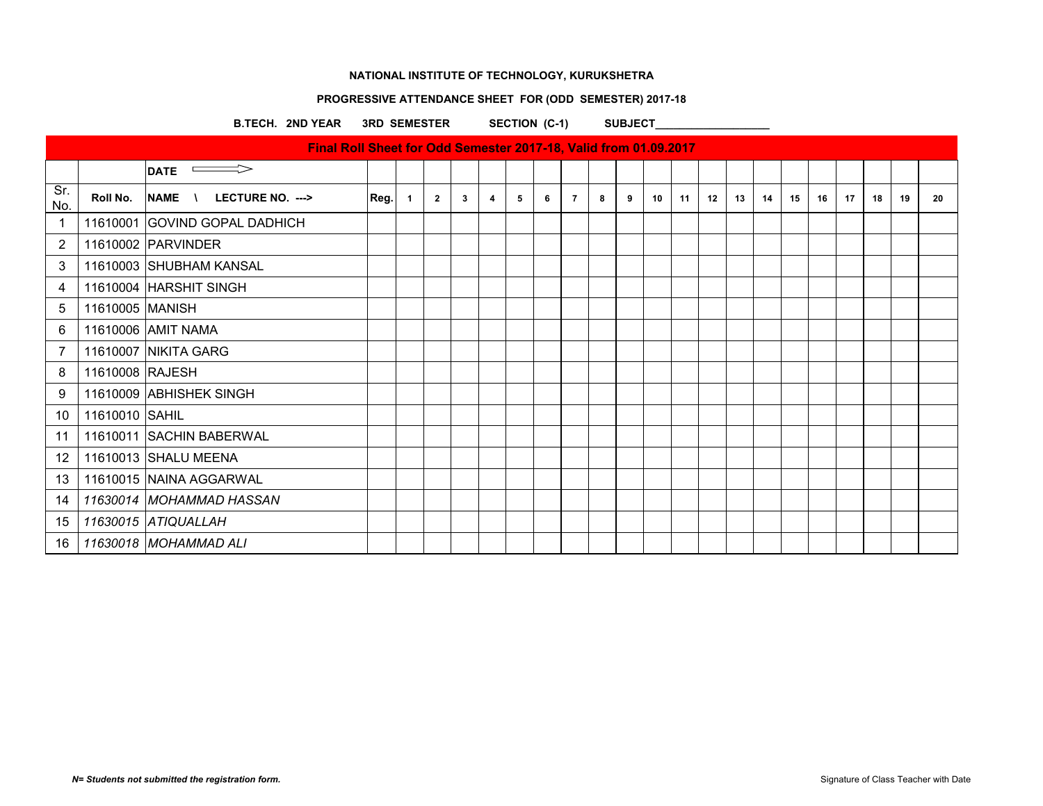**NATIONAL INSTITUTE OF TECHNOLOGY, KURUKSHETRA**

**PROGRESSIVE ATTENDANCE SHEET FOR (ODD SEMESTER) 2017-18**

**B.TECH. 2ND YEAR    3RD SEMESTER    SECTION (C-1)    SUBJECT___________________**

| Final Roll Sheet for Odd Semester 2017-18, Valid from 01.09.2017 | | | | | | | | | | | | | | | | | | | | | | | |
|---|---|---|---|---|---|---|---|---|---|---|---|---|---|---|---|---|---|---|---|---|---|---|---|
| | | **DATE** ⟹ | | | | | | | | | | | | | | | | | | | | | |
| Sr. No. | **Roll No.** | **NAME \ LECTURE NO. --->** | **Reg.** | **1** | **2** | **3** | **4** | **5** | **6** | **7** | **8** | **9** | **10** | **11** | **12** | **13** | **14** | **15** | **16** | **17** | **18** | **19** | **20** |
| 1 | 11610001 | GOVIND GOPAL DADHICH | | | | | | | | | | | | | | | | | | | | | |
| 2 | 11610002 | PARVINDER | | | | | | | | | | | | | | | | | | | | | |
| 3 | 11610003 | SHUBHAM KANSAL | | | | | | | | | | | | | | | | | | | | | |
| 4 | 11610004 | HARSHIT SINGH | | | | | | | | | | | | | | | | | | | | | |
| 5 | 11610005 | MANISH | | | | | | | | | | | | | | | | | | | | | |
| 6 | 11610006 | AMIT NAMA | | | | | | | | | | | | | | | | | | | | | |
| 7 | 11610007 | NIKITA GARG | | | | | | | | | | | | | | | | | | | | | |
| 8 | 11610008 | RAJESH | | | | | | | | | | | | | | | | | | | | | |
| 9 | 11610009 | ABHISHEK SINGH | | | | | | | | | | | | | | | | | | | | | |
| 10 | 11610010 | SAHIL | | | | | | | | | | | | | | | | | | | | | |
| 11 | 11610011 | SACHIN BABERWAL | | | | | | | | | | | | | | | | | | | | | |
| 12 | 11610013 | SHALU MEENA | | | | | | | | | | | | | | | | | | | | | |
| 13 | 11610015 | NAINA AGGARWAL | | | | | | | | | | | | | | | | | | | | | |
| 14 | *11630014* | *MOHAMMAD HASSAN* | | | | | | | | | | | | | | | | | | | | | |
| 15 | *11630015* | *ATIQUALLAH* | | | | | | | | | | | | | | | | | | | | | |
| 16 | *11630018* | *MOHAMMAD ALI* | | | | | | | | | | | | | | | | | | | | | |

***N= Students not submitted the registration form.***

Signature of Class Teacher with Date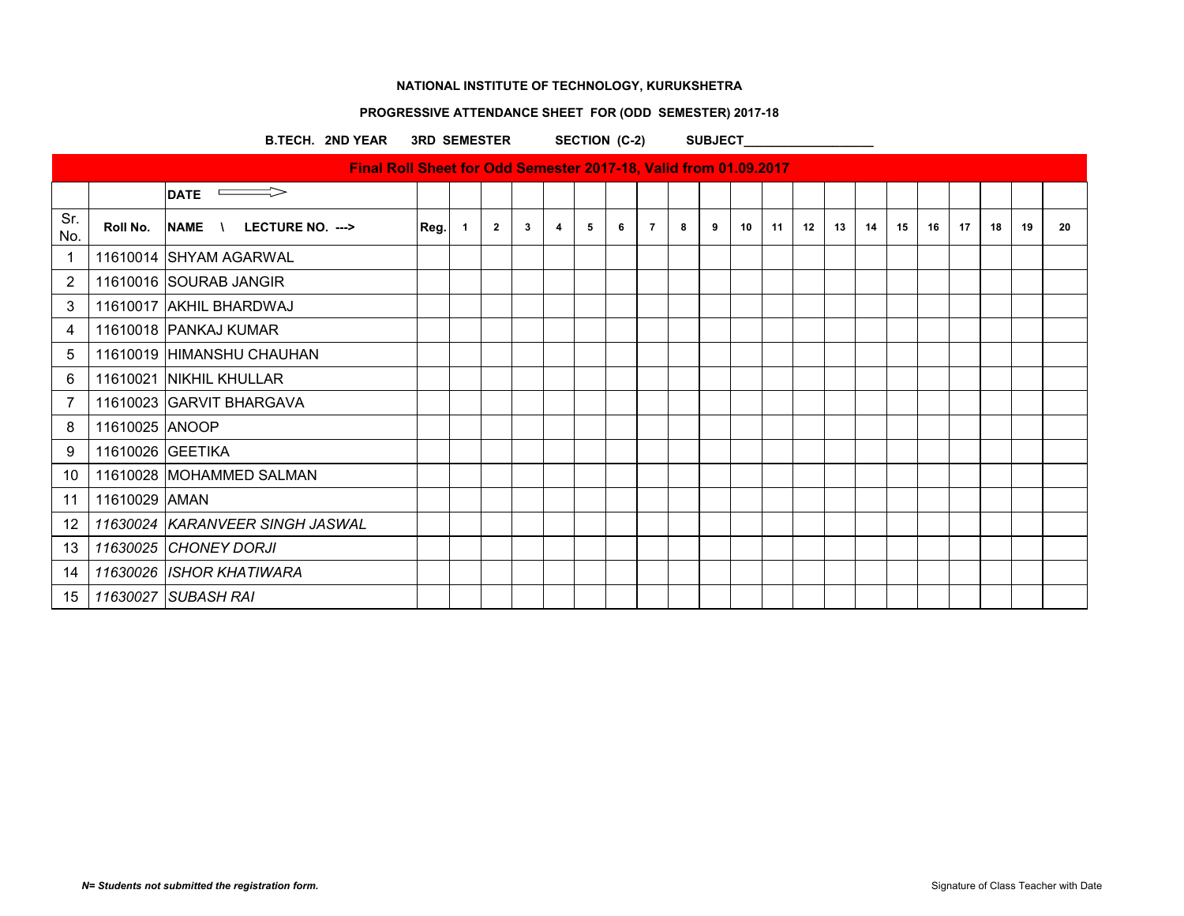**NATIONAL INSTITUTE OF TECHNOLOGY, KURUKSHETRA**

**PROGRESSIVE ATTENDANCE SHEET FOR (ODD SEMESTER) 2017-18**

**B.TECH. 2ND YEAR 3RD SEMESTER SECTION (C-2) SUBJECT__________________**

| Final Roll Sheet for Odd Semester 2017-18, Valid from 01.09.2017 | | | | | | | | | | | | | | | | | | | | | | | |
|---|---|---|---|---|---|---|---|---|---|---|---|---|---|---|---|---|---|---|---|---|---|---|---|
| | | **DATE** ⟹ | | | | | | | | | | | | | | | | | | | | | |
| Sr. No. | **Roll No.** | **NAME \ LECTURE NO. --->** | **Reg.** | **1** | **2** | **3** | **4** | **5** | **6** | **7** | **8** | **9** | **10** | **11** | **12** | **13** | **14** | **15** | **16** | **17** | **18** | **19** | **20** |
| 1 | 11610014 | SHYAM AGARWAL | | | | | | | | | | | | | | | | | | | | | |
| 2 | 11610016 | SOURAB JANGIR | | | | | | | | | | | | | | | | | | | | | |
| 3 | 11610017 | AKHIL BHARDWAJ | | | | | | | | | | | | | | | | | | | | | |
| 4 | 11610018 | PANKAJ KUMAR | | | | | | | | | | | | | | | | | | | | | |
| 5 | 11610019 | HIMANSHU CHAUHAN | | | | | | | | | | | | | | | | | | | | | |
| 6 | 11610021 | NIKHIL KHULLAR | | | | | | | | | | | | | | | | | | | | | |
| 7 | 11610023 | GARVIT BHARGAVA | | | | | | | | | | | | | | | | | | | | | |
| 8 | 11610025 | ANOOP | | | | | | | | | | | | | | | | | | | | | |
| 9 | 11610026 | GEETIKA | | | | | | | | | | | | | | | | | | | | | |
| 10 | 11610028 | MOHAMMED SALMAN | | | | | | | | | | | | | | | | | | | | | |
| 11 | 11610029 | AMAN | | | | | | | | | | | | | | | | | | | | | |
| 12 | *11630024* | *KARANVEER SINGH JASWAL* | | | | | | | | | | | | | | | | | | | | | |
| 13 | *11630025* | *CHONEY DORJI* | | | | | | | | | | | | | | | | | | | | | |
| 14 | *11630026* | *ISHOR KHATIWARA* | | | | | | | | | | | | | | | | | | | | | |
| 15 | *11630027* | *SUBASH RAI* | | | | | | | | | | | | | | | | | | | | | |

***N= Students not submitted the registration form.***

Signature of Class Teacher with Date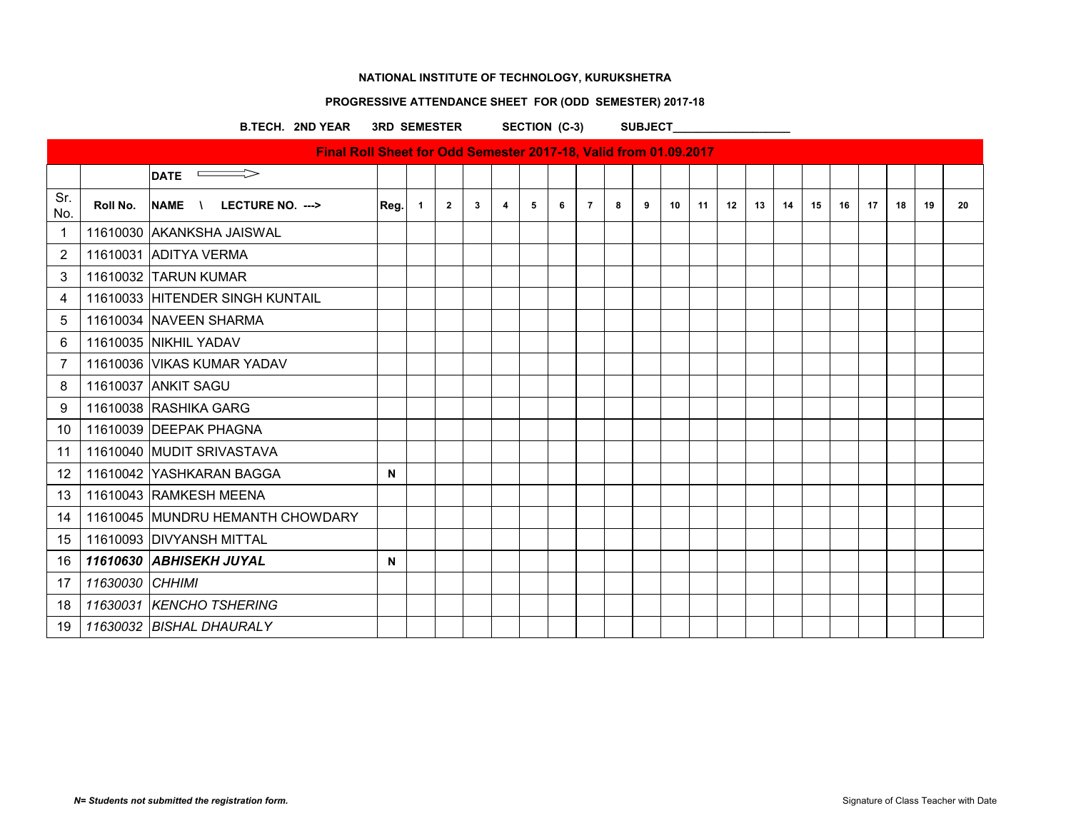**NATIONAL INSTITUTE OF TECHNOLOGY, KURUKSHETRA**

**PROGRESSIVE ATTENDANCE SHEET FOR (ODD SEMESTER) 2017-18**

**B.TECH. 2ND YEAR 3RD SEMESTER SECTION (C-3) SUBJECT___________________**

| Final Roll Sheet for Odd Semester 2017-18, Valid from 01.09.2017 | | | | | | | | | | | | | | | | | | | | | | | |
|---|---|---|---|---|---|---|---|---|---|---|---|---|---|---|---|---|---|---|---|---|---|---|---|
| | | **DATE** ⟹ | | | | | | | | | | | | | | | | | | | | | |
| Sr. No. | **Roll No.** | **NAME \ LECTURE NO. --->** | **Reg.** | **1** | **2** | **3** | **4** | **5** | **6** | **7** | **8** | **9** | **10** | **11** | **12** | **13** | **14** | **15** | **16** | **17** | **18** | **19** | **20** |
| 1 | 11610030 | AKANKSHA JAISWAL | | | | | | | | | | | | | | | | | | | | | |
| 2 | 11610031 | ADITYA VERMA | | | | | | | | | | | | | | | | | | | | | |
| 3 | 11610032 | TARUN KUMAR | | | | | | | | | | | | | | | | | | | | | |
| 4 | 11610033 | HITENDER SINGH KUNTAIL | | | | | | | | | | | | | | | | | | | | | |
| 5 | 11610034 | NAVEEN SHARMA | | | | | | | | | | | | | | | | | | | | | |
| 6 | 11610035 | NIKHIL YADAV | | | | | | | | | | | | | | | | | | | | | |
| 7 | 11610036 | VIKAS KUMAR YADAV | | | | | | | | | | | | | | | | | | | | | |
| 8 | 11610037 | ANKIT SAGU | | | | | | | | | | | | | | | | | | | | | |
| 9 | 11610038 | RASHIKA GARG | | | | | | | | | | | | | | | | | | | | | |
| 10 | 11610039 | DEEPAK PHAGNA | | | | | | | | | | | | | | | | | | | | | |
| 11 | 11610040 | MUDIT SRIVASTAVA | | | | | | | | | | | | | | | | | | | | | |
| 12 | 11610042 | YASHKARAN BAGGA | **N** | | | | | | | | | | | | | | | | | | | | |
| 13 | 11610043 | RAMKESH MEENA | | | | | | | | | | | | | | | | | | | | | |
| 14 | 11610045 | MUNDRU HEMANTH CHOWDARY | | | | | | | | | | | | | | | | | | | | | |
| 15 | 11610093 | DIVYANSH MITTAL | | | | | | | | | | | | | | | | | | | | | |
| 16 | ***11610630*** | ***ABHISEKH JUYAL*** | **N** | | | | | | | | | | | | | | | | | | | | |
| 17 | *11630030* | *CHHIMI* | | | | | | | | | | | | | | | | | | | | | |
| 18 | *11630031* | *KENCHO TSHERING* | | | | | | | | | | | | | | | | | | | | | |
| 19 | *11630032* | *BISHAL DHAURALY* | | | | | | | | | | | | | | | | | | | | | |

***N= Students not submitted the registration form.***

Signature of Class Teacher with Date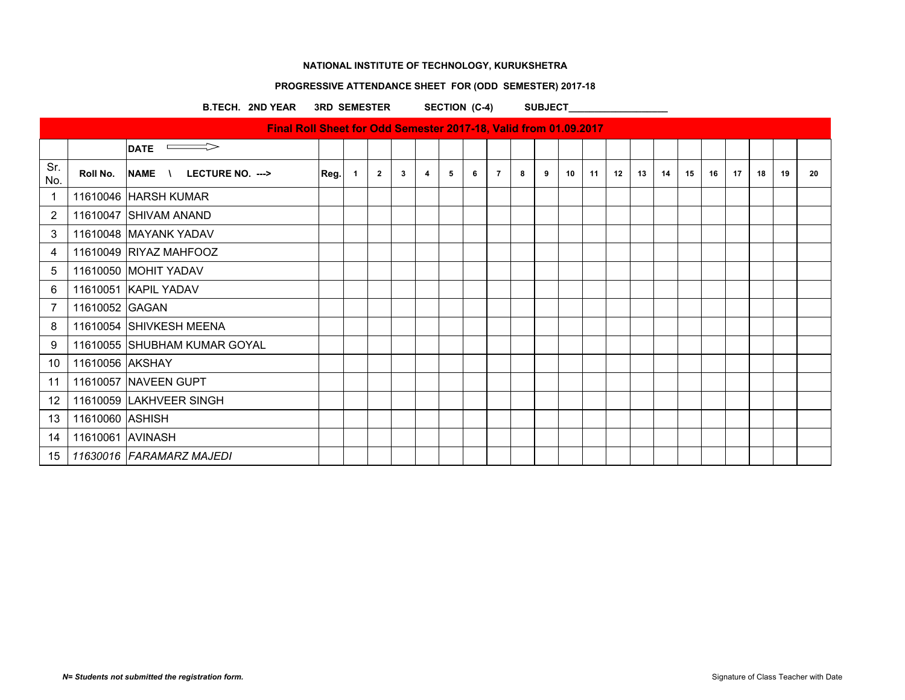**NATIONAL INSTITUTE OF TECHNOLOGY, KURUKSHETRA**

**PROGRESSIVE ATTENDANCE SHEET FOR (ODD SEMESTER) 2017-18**

**B.TECH. 2ND YEAR    3RD SEMESTER    SECTION (C-4)    SUBJECT___________________**

| Final Roll Sheet for Odd Semester 2017-18, Valid from 01.09.2017 | | | | | | | | | | | | | | | | | | | | | | | |
|---|---|---|---|---|---|---|---|---|---|---|---|---|---|---|---|---|---|---|---|---|---|---|---|
| | | **DATE** ⟹ | | | | | | | | | | | | | | | | | | | | | |
| Sr. No. | **Roll No.** | **NAME \ LECTURE NO. --->** | **Reg.** | **1** | **2** | **3** | **4** | **5** | **6** | **7** | **8** | **9** | **10** | **11** | **12** | **13** | **14** | **15** | **16** | **17** | **18** | **19** | **20** |
| 1 | 11610046 | HARSH KUMAR | | | | | | | | | | | | | | | | | | | | | |
| 2 | 11610047 | SHIVAM ANAND | | | | | | | | | | | | | | | | | | | | | |
| 3 | 11610048 | MAYANK YADAV | | | | | | | | | | | | | | | | | | | | | |
| 4 | 11610049 | RIYAZ MAHFOOZ | | | | | | | | | | | | | | | | | | | | | |
| 5 | 11610050 | MOHIT YADAV | | | | | | | | | | | | | | | | | | | | | |
| 6 | 11610051 | KAPIL YADAV | | | | | | | | | | | | | | | | | | | | | |
| 7 | 11610052 | GAGAN | | | | | | | | | | | | | | | | | | | | | |
| 8 | 11610054 | SHIVKESH MEENA | | | | | | | | | | | | | | | | | | | | | |
| 9 | 11610055 | SHUBHAM KUMAR GOYAL | | | | | | | | | | | | | | | | | | | | | |
| 10 | 11610056 | AKSHAY | | | | | | | | | | | | | | | | | | | | | |
| 11 | 11610057 | NAVEEN GUPT | | | | | | | | | | | | | | | | | | | | | |
| 12 | 11610059 | LAKHVEER SINGH | | | | | | | | | | | | | | | | | | | | | |
| 13 | 11610060 | ASHISH | | | | | | | | | | | | | | | | | | | | | |
| 14 | 11610061 | AVINASH | | | | | | | | | | | | | | | | | | | | | |
| 15 | *11630016* | *FARAMARZ MAJEDI* | | | | | | | | | | | | | | | | | | | | | |

***N= Students not submitted the registration form.***

Signature of Class Teacher with Date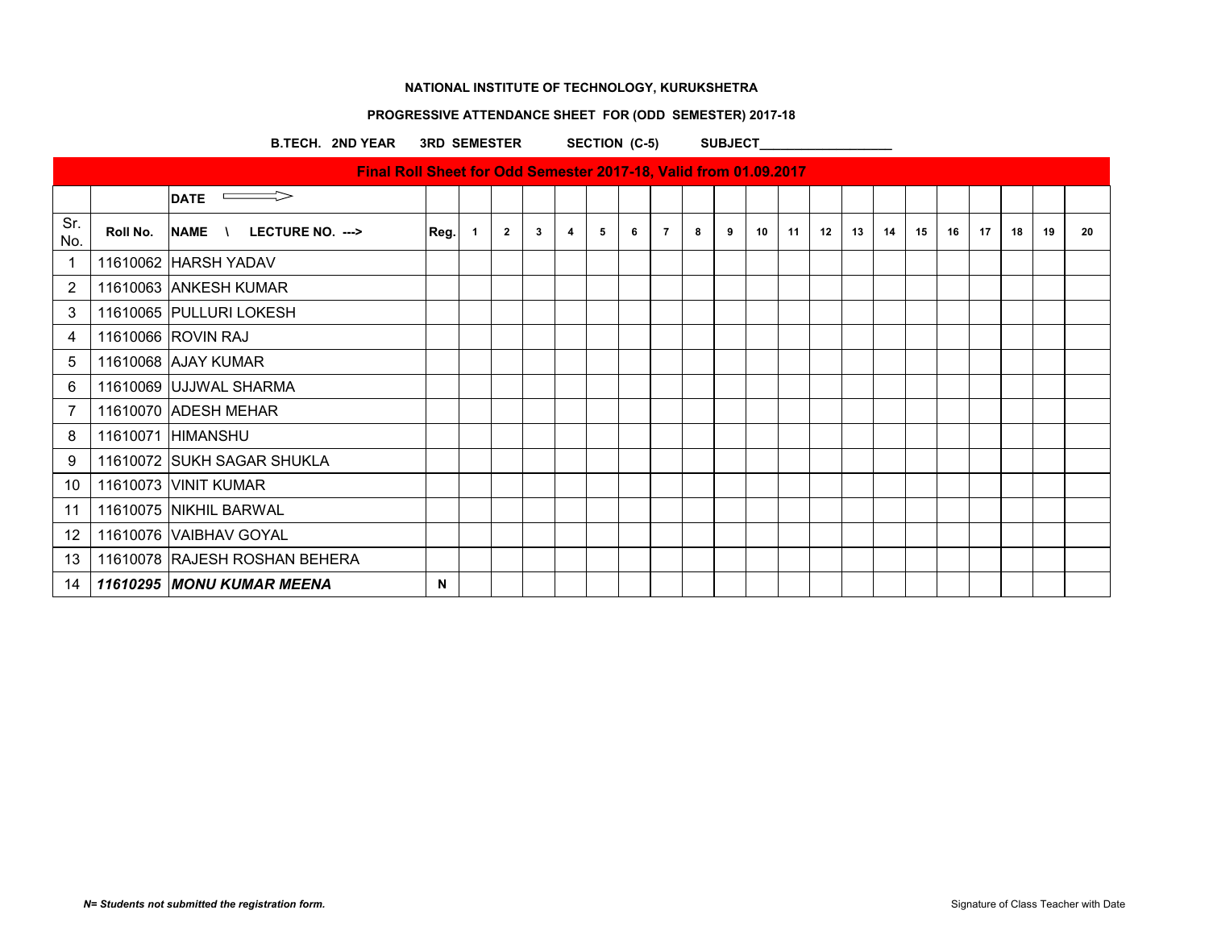**NATIONAL INSTITUTE OF TECHNOLOGY, KURUKSHETRA**

**PROGRESSIVE ATTENDANCE SHEET FOR (ODD SEMESTER) 2017-18**

**B.TECH. 2ND YEAR 3RD SEMESTER SECTION (C-5) SUBJECT___________________**

| Final Roll Sheet for Odd Semester 2017-18, Valid from 01.09.2017 | | | | | | | | | | | | | | | | | | | | | | | |
|---|---|---|---|---|---|---|---|---|---|---|---|---|---|---|---|---|---|---|---|---|---|---|---|
| | | **DATE** ⟹ | | | | | | | | | | | | | | | | | | | | | |
| Sr. No. | **Roll No.** | **NAME \ LECTURE NO. --->** | **Reg.** | **1** | **2** | **3** | **4** | **5** | **6** | **7** | **8** | **9** | **10** | **11** | **12** | **13** | **14** | **15** | **16** | **17** | **18** | **19** | **20** |
| 1 | 11610062 | HARSH YADAV | | | | | | | | | | | | | | | | | | | | | |
| 2 | 11610063 | ANKESH KUMAR | | | | | | | | | | | | | | | | | | | | | |
| 3 | 11610065 | PULLURI LOKESH | | | | | | | | | | | | | | | | | | | | | |
| 4 | 11610066 | ROVIN RAJ | | | | | | | | | | | | | | | | | | | | | |
| 5 | 11610068 | AJAY KUMAR | | | | | | | | | | | | | | | | | | | | | |
| 6 | 11610069 | UJJWAL SHARMA | | | | | | | | | | | | | | | | | | | | | |
| 7 | 11610070 | ADESH MEHAR | | | | | | | | | | | | | | | | | | | | | |
| 8 | 11610071 | HIMANSHU | | | | | | | | | | | | | | | | | | | | | |
| 9 | 11610072 | SUKH SAGAR SHUKLA | | | | | | | | | | | | | | | | | | | | | |
| 10 | 11610073 | VINIT KUMAR | | | | | | | | | | | | | | | | | | | | | |
| 11 | 11610075 | NIKHIL BARWAL | | | | | | | | | | | | | | | | | | | | | |
| 12 | 11610076 | VAIBHAV GOYAL | | | | | | | | | | | | | | | | | | | | | |
| 13 | 11610078 | RAJESH ROSHAN BEHERA | | | | | | | | | | | | | | | | | | | | | |
| 14 | ***11610295*** | ***MONU KUMAR MEENA*** | **N** | | | | | | | | | | | | | | | | | | | | |

***N= Students not submitted the registration form.***

Signature of Class Teacher with Date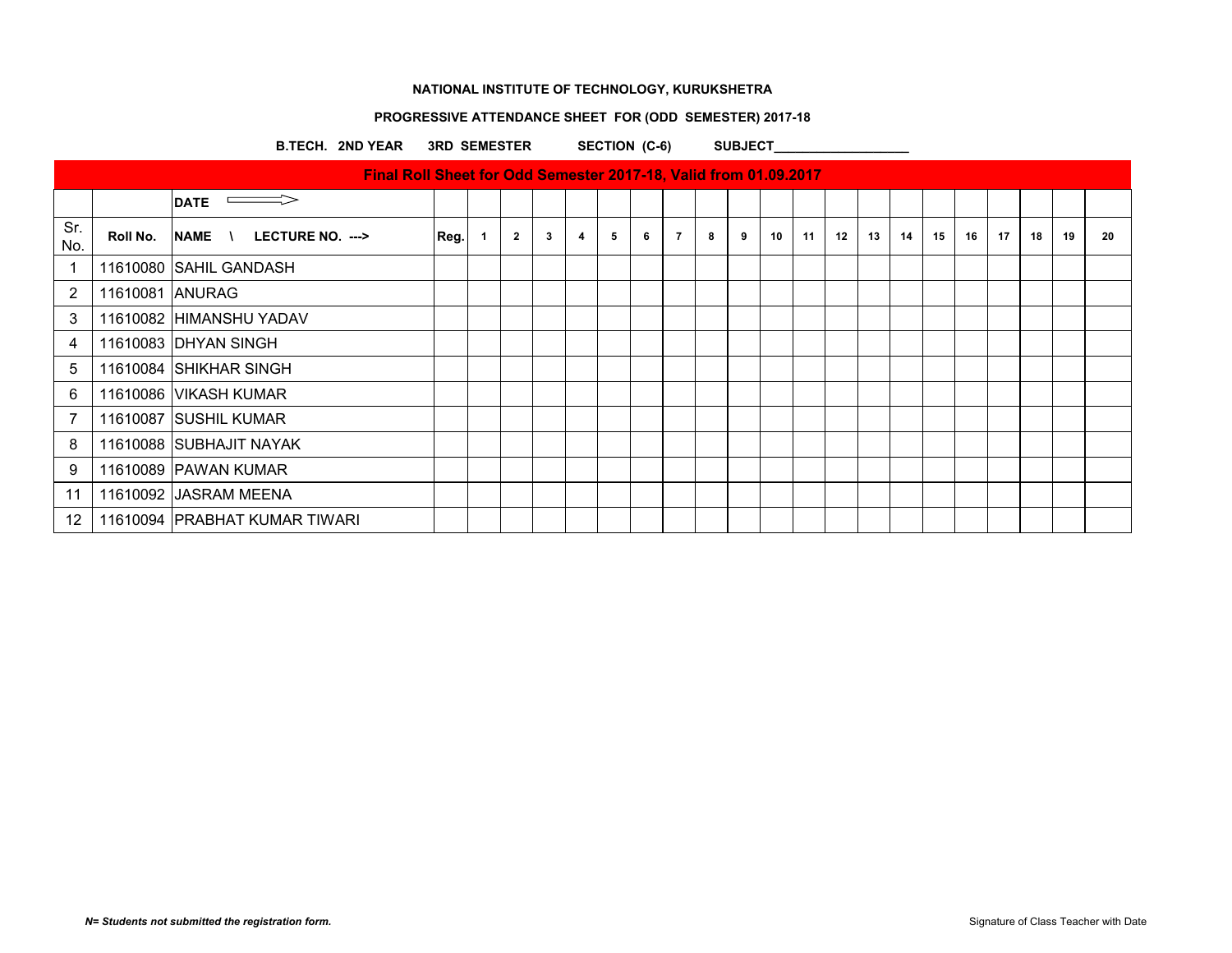**NATIONAL INSTITUTE OF TECHNOLOGY, KURUKSHETRA**

**PROGRESSIVE ATTENDANCE SHEET FOR (ODD SEMESTER) 2017-18**

**B.TECH. 2ND YEAR 3RD SEMESTER SECTION (C-6) SUBJECT___________________**

| Final Roll Sheet for Odd Semester 2017-18, Valid from 01.09.2017 | | | | | | | | | | | | | | | | | | | | | | | |
|---|---|---|---|---|---|---|---|---|---|---|---|---|---|---|---|---|---|---|---|---|---|---|---|
| | | DATE ⟹ | | | | | | | | | | | | | | | | | | | | | |
| Sr. No. | Roll No. | NAME \ LECTURE NO. ---> | Reg. | 1 | 2 | 3 | 4 | 5 | 6 | 7 | 8 | 9 | 10 | 11 | 12 | 13 | 14 | 15 | 16 | 17 | 18 | 19 | 20 |
| 1 | 11610080 | SAHIL GANDASH | | | | | | | | | | | | | | | | | | | | | |
| 2 | 11610081 | ANURAG | | | | | | | | | | | | | | | | | | | | | |
| 3 | 11610082 | HIMANSHU YADAV | | | | | | | | | | | | | | | | | | | | | |
| 4 | 11610083 | DHYAN SINGH | | | | | | | | | | | | | | | | | | | | | |
| 5 | 11610084 | SHIKHAR SINGH | | | | | | | | | | | | | | | | | | | | | |
| 6 | 11610086 | VIKASH KUMAR | | | | | | | | | | | | | | | | | | | | | |
| 7 | 11610087 | SUSHIL KUMAR | | | | | | | | | | | | | | | | | | | | | |
| 8 | 11610088 | SUBHAJIT NAYAK | | | | | | | | | | | | | | | | | | | | | |
| 9 | 11610089 | PAWAN KUMAR | | | | | | | | | | | | | | | | | | | | | |
| 11 | 11610092 | JASRAM MEENA | | | | | | | | | | | | | | | | | | | | | |
| 12 | 11610094 | PRABHAT KUMAR TIWARI | | | | | | | | | | | | | | | | | | | | | |

*N= Students not submitted the registration form.*

Signature of Class Teacher with Date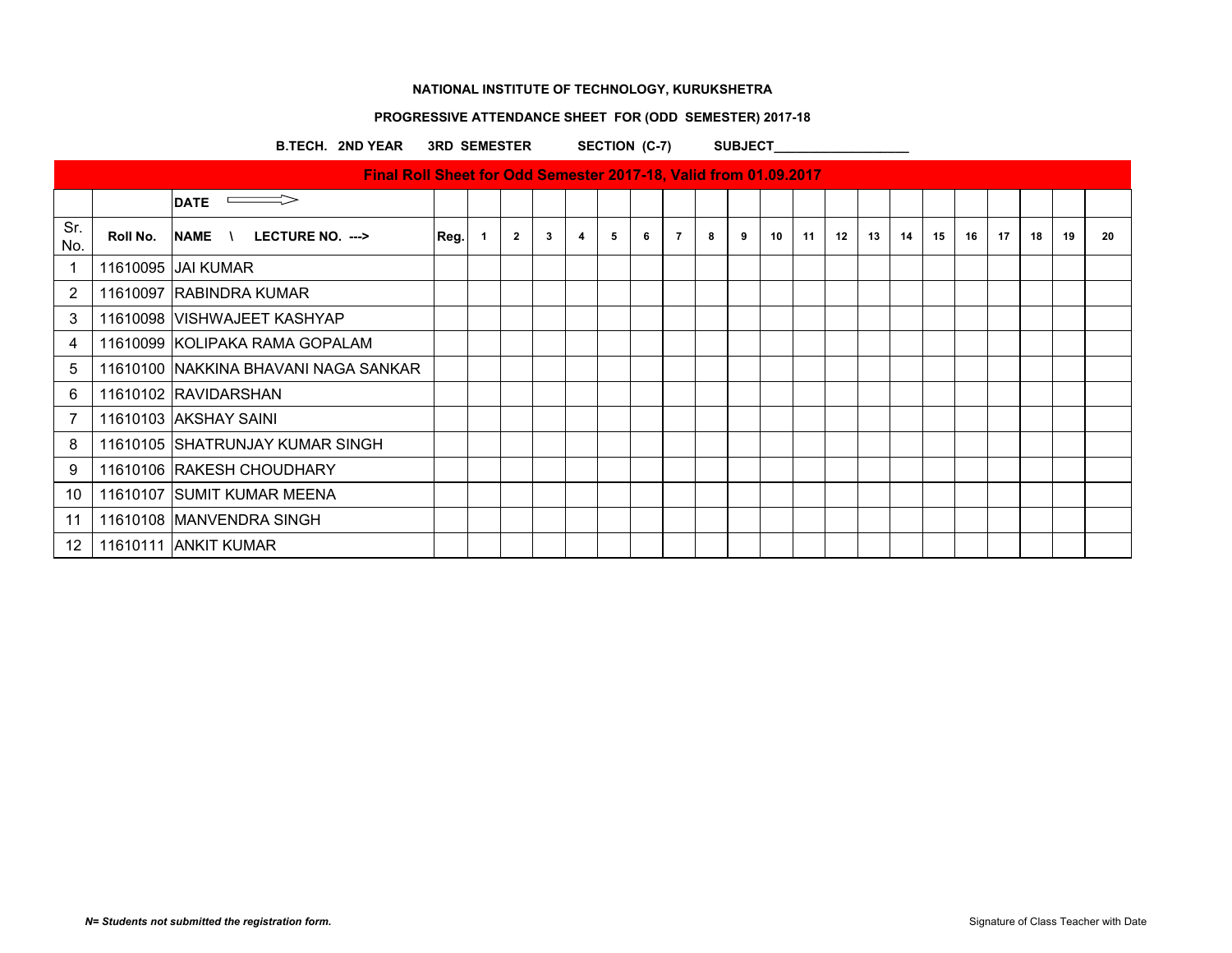**NATIONAL INSTITUTE OF TECHNOLOGY, KURUKSHETRA**

**PROGRESSIVE ATTENDANCE SHEET FOR (ODD SEMESTER) 2017-18**

**B.TECH. 2ND YEAR 3RD SEMESTER SECTION (C-7) SUBJECT___________________**

| Final Roll Sheet for Odd Semester 2017-18, Valid from 01.09.2017 | | | | | | | | | | | | | | | | | | | | | | | |
|---|---|---|---|---|---|---|---|---|---|---|---|---|---|---|---|---|---|---|---|---|---|---|---|
| | | **DATE** ⟹ | | | | | | | | | | | | | | | | | | | | | |
| Sr. No. | **Roll No.** | **NAME \ LECTURE NO. --->** | **Reg.** | **1** | **2** | **3** | **4** | **5** | **6** | **7** | **8** | **9** | **10** | **11** | **12** | **13** | **14** | **15** | **16** | **17** | **18** | **19** | **20** |
| 1 | 11610095 | JAI KUMAR | | | | | | | | | | | | | | | | | | | | | |
| 2 | 11610097 | RABINDRA KUMAR | | | | | | | | | | | | | | | | | | | | | |
| 3 | 11610098 | VISHWAJEET KASHYAP | | | | | | | | | | | | | | | | | | | | | |
| 4 | 11610099 | KOLIPAKA RAMA GOPALAM | | | | | | | | | | | | | | | | | | | | | |
| 5 | 11610100 | NAKKINA BHAVANI NAGA SANKAR | | | | | | | | | | | | | | | | | | | | | |
| 6 | 11610102 | RAVIDARSHAN | | | | | | | | | | | | | | | | | | | | | |
| 7 | 11610103 | AKSHAY SAINI | | | | | | | | | | | | | | | | | | | | | |
| 8 | 11610105 | SHATRUNJAY KUMAR SINGH | | | | | | | | | | | | | | | | | | | | | |
| 9 | 11610106 | RAKESH CHOUDHARY | | | | | | | | | | | | | | | | | | | | | |
| 10 | 11610107 | SUMIT KUMAR MEENA | | | | | | | | | | | | | | | | | | | | | |
| 11 | 11610108 | MANVENDRA SINGH | | | | | | | | | | | | | | | | | | | | | |
| 12 | 11610111 | ANKIT KUMAR | | | | | | | | | | | | | | | | | | | | | |

***N= Students not submitted the registration form.***

Signature of Class Teacher with Date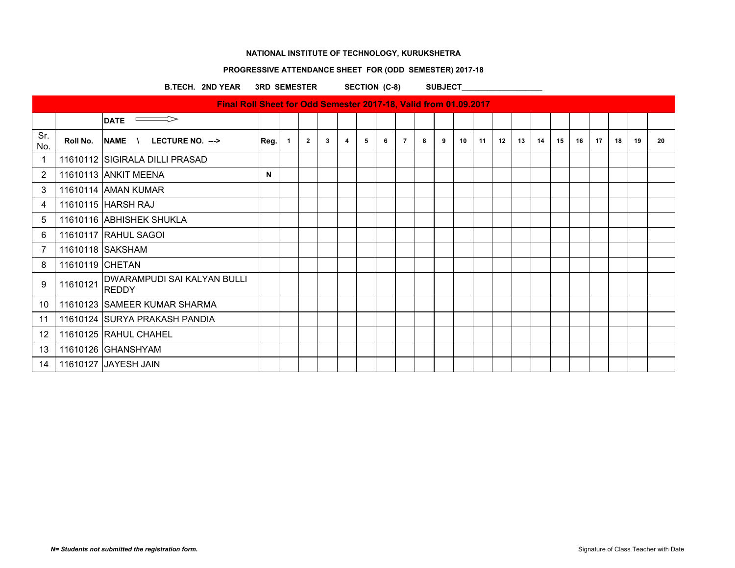**NATIONAL INSTITUTE OF TECHNOLOGY, KURUKSHETRA**

**PROGRESSIVE ATTENDANCE SHEET FOR (ODD SEMESTER) 2017-18**

**B.TECH. 2ND YEAR 3RD SEMESTER SECTION (C-8) SUBJECT___________________**

| Final Roll Sheet for Odd Semester 2017-18, Valid from 01.09.2017 | | | | | | | | | | | | | | | | | | | | | | | |
|---|---|---|---|---|---|---|---|---|---|---|---|---|---|---|---|---|---|---|---|---|---|---|---|
| | | **DATE** ⟹ | | | | | | | | | | | | | | | | | | | | | |
| Sr. No. | **Roll No.** | **NAME \ LECTURE NO. --->** | **Reg.** | **1** | **2** | **3** | **4** | **5** | **6** | **7** | **8** | **9** | **10** | **11** | **12** | **13** | **14** | **15** | **16** | **17** | **18** | **19** | **20** |
| 1 | 11610112 | SIGIRALA DILLI PRASAD | | | | | | | | | | | | | | | | | | | | | |
| 2 | 11610113 | ANKIT MEENA | **N** | | | | | | | | | | | | | | | | | | | | |
| 3 | 11610114 | AMAN KUMAR | | | | | | | | | | | | | | | | | | | | | |
| 4 | 11610115 | HARSH RAJ | | | | | | | | | | | | | | | | | | | | | |
| 5 | 11610116 | ABHISHEK SHUKLA | | | | | | | | | | | | | | | | | | | | | |
| 6 | 11610117 | RAHUL SAGOI | | | | | | | | | | | | | | | | | | | | | |
| 7 | 11610118 | SAKSHAM | | | | | | | | | | | | | | | | | | | | | |
| 8 | 11610119 | CHETAN | | | | | | | | | | | | | | | | | | | | | |
| 9 | 11610121 | DWARAMPUDI SAI KALYAN BULLI REDDY | | | | | | | | | | | | | | | | | | | | | |
| 10 | 11610123 | SAMEER KUMAR SHARMA | | | | | | | | | | | | | | | | | | | | | |
| 11 | 11610124 | SURYA PRAKASH PANDIA | | | | | | | | | | | | | | | | | | | | | |
| 12 | 11610125 | RAHUL CHAHEL | | | | | | | | | | | | | | | | | | | | | |
| 13 | 11610126 | GHANSHYAM | | | | | | | | | | | | | | | | | | | | | |
| 14 | 11610127 | JAYESH JAIN | | | | | | | | | | | | | | | | | | | | | |

***N= Students not submitted the registration form.***

Signature of Class Teacher with Date